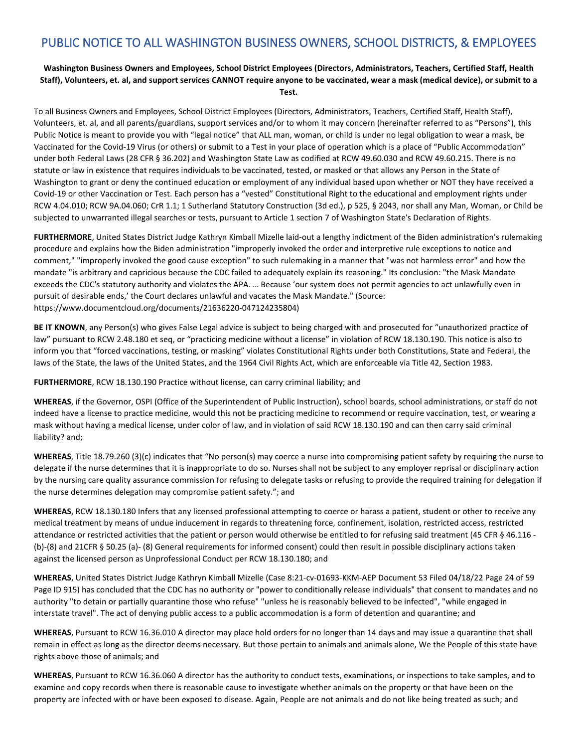# PUBLIC NOTICE TO ALL WASHINGTON BUSINESS OWNERS, SCHOOL DISTRICTS, & EMPLOYEES

**Washington Business Owners and Employees, School District Employees (Directors, Administrators, Teachers, Certified Staff, Health Staff), Volunteers, et. al, and support services CANNOT require anyone to be vaccinated, wear a mask (medical device), or submit to a Test.**

To all Business Owners and Employees, School District Employees (Directors, Administrators, Teachers, Certified Staff, Health Staff), Volunteers, et. al, and all parents/guardians, support services and/or to whom it may concern (hereinafter referred to as "Persons"), this Public Notice is meant to provide you with "legal notice" that ALL man, woman, or child is under no legal obligation to wear a mask, be Vaccinated for the Covid-19 Virus (or others) or submit to a Test in your place of operation which is a place of "Public Accommodation" under both Federal Laws (28 CFR § 36.202) and Washington State Law as codified at RCW 49.60.030 and RCW 49.60.215. There is no statute or law in existence that requires individuals to be vaccinated, tested, or masked or that allows any Person in the State of Washington to grant or deny the continued education or employment of any individual based upon whether or NOT they have received a Covid-19 or other Vaccination or Test. Each person has a "vested" Constitutional Right to the educational and employment rights under RCW 4.04.010; RCW 9A.04.060; CrR 1.1; 1 Sutherland Statutory Construction (3d ed.), p 525, § 2043, nor shall any Man, Woman, or Child be subjected to unwarranted illegal searches or tests, pursuant to Article 1 section 7 of Washington State's Declaration of Rights.

**FURTHERMORE**, United States District Judge Kathryn Kimball Mizelle laid-out a lengthy indictment of the Biden administration's rulemaking procedure and explains how the Biden administration "improperly invoked the order and interpretive rule exceptions to notice and comment," "improperly invoked the good cause exception" to such rulemaking in a manner that "was not harmless error" and how the mandate "is arbitrary and capricious because the CDC failed to adequately explain its reasoning." Its conclusion: "the Mask Mandate exceeds the CDC's statutory authority and violates the APA. … Because 'our system does not permit agencies to act unlawfully even in pursuit of desirable ends,' the Court declares unlawful and vacates the Mask Mandate." (Source: https://www.documentcloud.org/documents/21636220-047124235804)

**BE IT KNOWN**, any Person(s) who gives False Legal advice is subject to being charged with and prosecuted for "unauthorized practice of law" pursuant to RCW 2.48.180 et seq, or "practicing medicine without a license" in violation of RCW 18.130.190. This notice is also to inform you that "forced vaccinations, testing, or masking" violates Constitutional Rights under both Constitutions, State and Federal, the laws of the State, the laws of the United States, and the 1964 Civil Rights Act, which are enforceable via Title 42, Section 1983.

**FURTHERMORE**, RCW 18.130.190 Practice without license, can carry criminal liability; and

**WHEREAS**, if the Governor, OSPI (Office of the Superintendent of Public Instruction), school boards, school administrations, or staff do not indeed have a license to practice medicine, would this not be practicing medicine to recommend or require vaccination, test, or wearing a mask without having a medical license, under color of law, and in violation of said RCW 18.130.190 and can then carry said criminal liability? and;

**WHEREAS**, Title 18.79.260 (3)(c) indicates that "No person(s) may coerce a nurse into compromising patient safety by requiring the nurse to delegate if the nurse determines that it is inappropriate to do so. Nurses shall not be subject to any employer reprisal or disciplinary action by the nursing care quality assurance commission for refusing to delegate tasks or refusing to provide the required training for delegation if the nurse determines delegation may compromise patient safety."; and

**WHEREAS**, RCW 18.130.180 Infers that any licensed professional attempting to coerce or harass a patient, student or other to receive any medical treatment by means of undue inducement in regards to threatening force, confinement, isolation, restricted access, restricted attendance or restricted activities that the patient or person would otherwise be entitled to for refusing said treatment (45 CFR § 46.116 - (b)-(8) and 21CFR § 50.25 (a)- (8) General requirements for informed consent) could then result in possible disciplinary actions taken against the licensed person as Unprofessional Conduct per RCW 18.130.180; and

**WHEREAS**, United States District Judge Kathryn Kimball Mizelle (Case 8:21-cv-01693-KKM-AEP Document 53 Filed 04/18/22 Page 24 of 59 Page ID 915) has concluded that the CDC has no authority or "power to conditionally release individuals" that consent to mandates and no authority "to detain or partially quarantine those who refuse" "unless he is reasonably believed to be infected", "while engaged in interstate travel". The act of denying public access to a public accommodation is a form of detention and quarantine; and

**WHEREAS**, Pursuant to RCW 16.36.010 A director may place hold orders for no longer than 14 days and may issue a quarantine that shall remain in effect as long as the director deems necessary. But those pertain to animals and animals alone, We the People of this state have rights above those of animals; and

**WHEREAS**, Pursuant to RCW 16.36.060 A director has the authority to conduct tests, examinations, or inspections to take samples, and to examine and copy records when there is reasonable cause to investigate whether animals on the property or that have been on the property are infected with or have been exposed to disease. Again, People are not animals and do not like being treated as such; and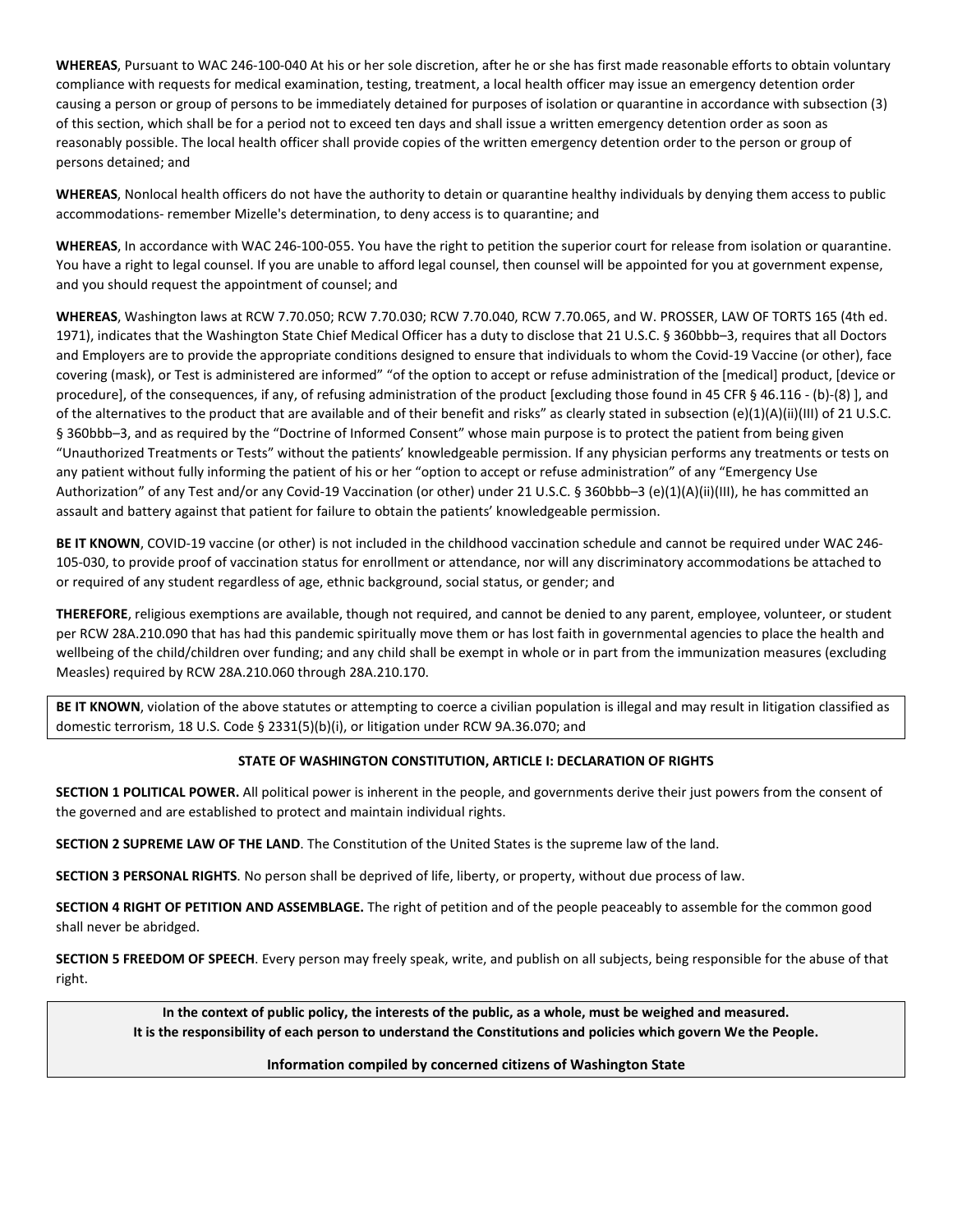**WHEREAS**, Pursuant to WAC 246-100-040 At his or her sole discretion, after he or she has first made reasonable efforts to obtain voluntary compliance with requests for medical examination, testing, treatment, a local health officer may issue an emergency detention order causing a person or group of persons to be immediately detained for purposes of isolation or quarantine in accordance with subsection (3) of this section, which shall be for a period not to exceed ten days and shall issue a written emergency detention order as soon as reasonably possible. The local health officer shall provide copies of the written emergency detention order to the person or group of persons detained; and

**WHEREAS**, Nonlocal health officers do not have the authority to detain or quarantine healthy individuals by denying them access to public accommodations- remember Mizelle's determination, to deny access is to quarantine; and

**WHEREAS**, In accordance with WAC 246-100-055. You have the right to petition the superior court for release from isolation or quarantine. You have a right to legal counsel. If you are unable to afford legal counsel, then counsel will be appointed for you at government expense, and you should request the appointment of counsel; and

**WHEREAS**, Washington laws at RCW 7.70.050; RCW 7.70.030; RCW 7.70.040, RCW 7.70.065, and W. PROSSER, LAW OF TORTS 165 (4th ed. 1971), indicates that the Washington State Chief Medical Officer has a duty to disclose that 21 U.S.C. § 360bbb–3, requires that all Doctors and Employers are to provide the appropriate conditions designed to ensure that individuals to whom the Covid-19 Vaccine (or other), face covering (mask), or Test is administered are informed" "of the option to accept or refuse administration of the [medical] product, [device or procedure], of the consequences, if any, of refusing administration of the product [excluding those found in 45 CFR § 46.116 - (b)-(8) ], and of the alternatives to the product that are available and of their benefit and risks" as clearly stated in subsection (e)(1)(A)(ii)(III) of 21 U.S.C. § 360bbb–3, and as required by the "Doctrine of Informed Consent" whose main purpose is to protect the patient from being given "Unauthorized Treatments or Tests" without the patients' knowledgeable permission. If any physician performs any treatments or tests on any patient without fully informing the patient of his or her "option to accept or refuse administration" of any "Emergency Use Authorization" of any Test and/or any Covid-19 Vaccination (or other) under 21 U.S.C. § 360bbb–3 (e)(1)(A)(ii)(III), he has committed an assault and battery against that patient for failure to obtain the patients' knowledgeable permission.

**BE IT KNOWN**, COVID-19 vaccine (or other) is not included in the childhood vaccination schedule and cannot be required under WAC 246-105-030, to provide proof of vaccination status for enrollment or attendance, nor will any discriminatory accommodations be attached to or required of any student regardless of age, ethnic background, social status, or gender; and

**THEREFORE**, religious exemptions are available, though not required, and cannot be denied to any parent, employee, volunteer, or student per RCW 28A.210.090 that has had this pandemic spiritually move them or has lost faith in governmental agencies to place the health and wellbeing of the child/children over funding; and any child shall be exempt in whole or in part from the immunization measures (excluding Measles) required by RCW 28A.210.060 through 28A.210.170.

**BE IT KNOWN**, violation of the above statutes or attempting to coerce a civilian population is illegal and may result in litigation classified as domestic terrorism, 18 U.S. Code § 2331(5)(b)(i), or litigation under RCW 9A.36.070; and

## STATE OF WASHINGTON CONSTITUTION, ARTICLE I: DECLARATION OF RIGHTS

**SECTION 1 POLITICAL POWER.** All political power is inherent in the people, and governments derive their just powers from the consent of the governed and are established to protect and maintain individual rights.

**SECTION 2 SUPREME LAW OF THE LAND**. The Constitution of the United States is the supreme law of the land.

**SECTION 3 PERSONAL RIGHTS**. No person shall be deprived of life, liberty, or property, without due process of law.

**SECTION 4 RIGHT OF PETITION AND ASSEMBLAGE.** The right of petition and of the people peaceably to assemble for the common good shall never be abridged.

**SECTION 5 FREEDOM OF SPEECH**. Every person may freely speak, write, and publish on all subjects, being responsible for the abuse of that right.

**In the context of public policy, the interests of the public, as a whole, must be weighed and measured.**
**It is the responsibility of each person to understand the Constitutions and policies which govern We the People.**

**Information compiled by concerned citizens of Washington State**